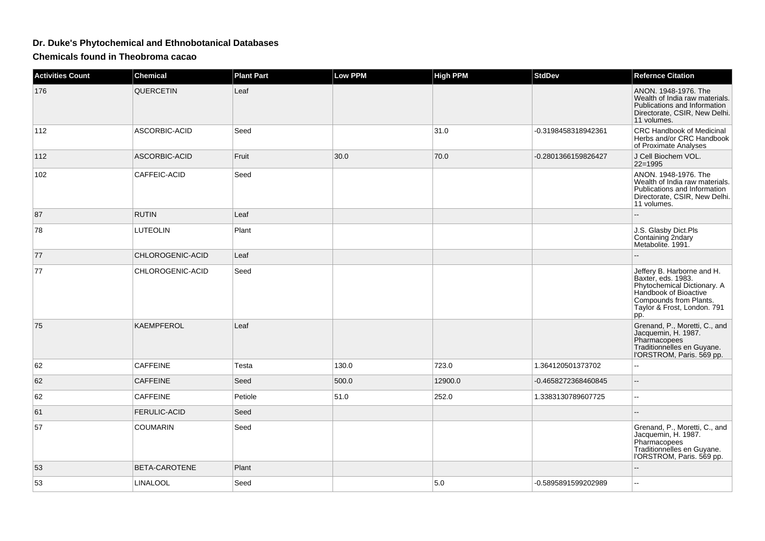# Dr. Duke's Phytochemical and Ethnobotanical Databases

## Chemicals found in Theobroma cacao

| Activities Count | Chemical | Plant Part | Low PPM | High PPM | StdDev | Refernce Citation |
|---|---|---|---|---|---|---|
| 176 | QUERCETIN | Leaf | | | | ANON. 1948-1976. The Wealth of India raw materials. Publications and Information Directorate, CSIR, New Delhi. 11 volumes. |
| 112 | ASCORBIC-ACID | Seed | | 31.0 | -0.3198458318942361 | CRC Handbook of Medicinal Herbs and/or CRC Handbook of Proximate Analyses |
| 112 | ASCORBIC-ACID | Fruit | 30.0 | 70.0 | -0.2801366159826427 | J Cell Biochem VOL. 22=1995 |
| 102 | CAFFEIC-ACID | Seed | | | | ANON. 1948-1976. The Wealth of India raw materials. Publications and Information Directorate, CSIR, New Delhi. 11 volumes. |
| 87 | RUTIN | Leaf | | | | -- |
| 78 | LUTEOLIN | Plant | | | | J.S. Glasby Dict.Pls Containing 2ndary Metabolite. 1991. |
| 77 | CHLOROGENIC-ACID | Leaf | | | | -- |
| 77 | CHLOROGENIC-ACID | Seed | | | | Jeffery B. Harborne and H. Baxter, eds. 1983. Phytochemical Dictionary. A Handbook of Bioactive Compounds from Plants. Taylor & Frost, London. 791 pp. |
| 75 | KAEMPFEROL | Leaf | | | | Grenand, P., Moretti, C., and Jacquemin, H. 1987. Pharmacopees Traditionnelles en Guyane. l'ORSTROM, Paris. 569 pp. |
| 62 | CAFFEINE | Testa | 130.0 | 723.0 | 1.364120501373702 | -- |
| 62 | CAFFEINE | Seed | 500.0 | 12900.0 | -0.4658272368460845 | -- |
| 62 | CAFFEINE | Petiole | 51.0 | 252.0 | 1.3383130789607725 | -- |
| 61 | FERULIC-ACID | Seed | | | | -- |
| 57 | COUMARIN | Seed | | | | Grenand, P., Moretti, C., and Jacquemin, H. 1987. Pharmacopees Traditionnelles en Guyane. l'ORSTROM, Paris. 569 pp. |
| 53 | BETA-CAROTENE | Plant | | | | -- |
| 53 | LINALOOL | Seed | | 5.0 | -0.5895891599202989 | -- |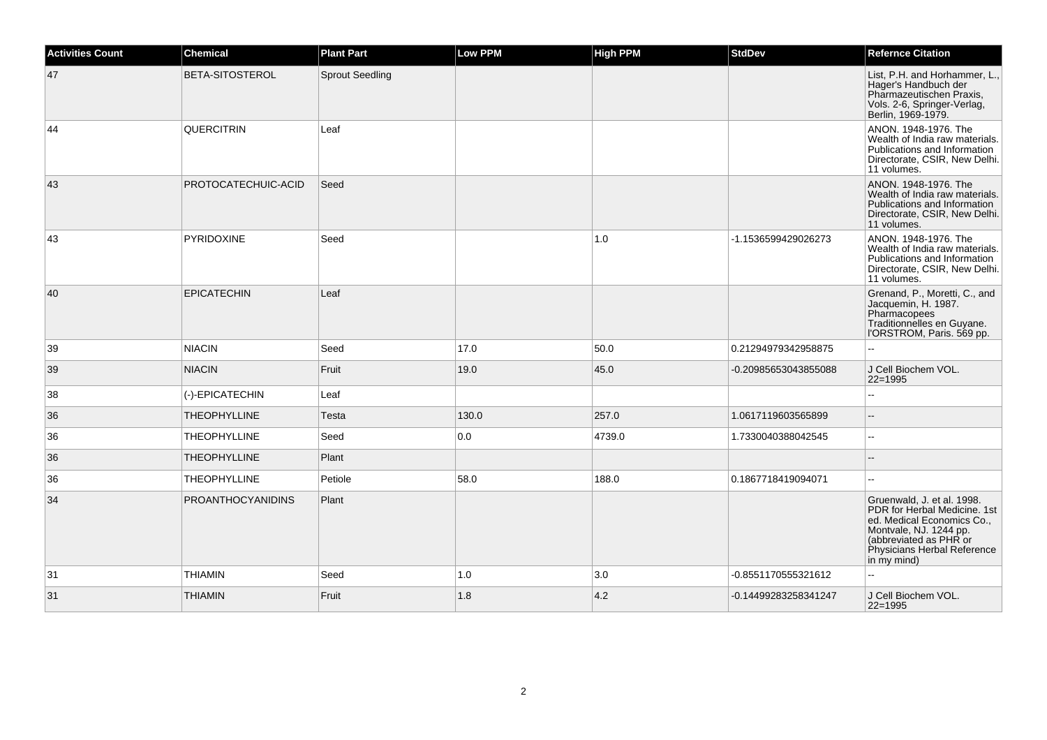| Activities Count | Chemical | Plant Part | Low PPM | High PPM | StdDev | Refernce Citation |
| --- | --- | --- | --- | --- | --- | --- |
| 47 | BETA-SITOSTEROL | Sprout Seedling | | | | List, P.H. and Horhammer, L., Hager's Handbuch der Pharmazeutischen Praxis, Vols. 2-6, Springer-Verlag, Berlin, 1969-1979. |
| 44 | QUERCITRIN | Leaf | | | | ANON. 1948-1976. The Wealth of India raw materials. Publications and Information Directorate, CSIR, New Delhi. 11 volumes. |
| 43 | PROTOCATECHUIC-ACID | Seed | | | | ANON. 1948-1976. The Wealth of India raw materials. Publications and Information Directorate, CSIR, New Delhi. 11 volumes. |
| 43 | PYRIDOXINE | Seed | | 1.0 | -1.1536599429026273 | ANON. 1948-1976. The Wealth of India raw materials. Publications and Information Directorate, CSIR, New Delhi. 11 volumes. |
| 40 | EPICATECHIN | Leaf | | | | Grenand, P., Moretti, C., and Jacquemin, H. 1987. Pharmacopees Traditionnelles en Guyane. l'ORSTROM, Paris. 569 pp. |
| 39 | NIACIN | Seed | 17.0 | 50.0 | 0.21294979342958875 | -- |
| 39 | NIACIN | Fruit | 19.0 | 45.0 | -0.20985653043855088 | J Cell Biochem VOL. 22=1995 |
| 38 | (-)-EPICATECHIN | Leaf | | | | -- |
| 36 | THEOPHYLLINE | Testa | 130.0 | 257.0 | 1.0617119603565899 | -- |
| 36 | THEOPHYLLINE | Seed | 0.0 | 4739.0 | 1.7330040388042545 | -- |
| 36 | THEOPHYLLINE | Plant | | | | -- |
| 36 | THEOPHYLLINE | Petiole | 58.0 | 188.0 | 0.1867718419094071 | -- |
| 34 | PROANTHOCYANIDINS | Plant | | | | Gruenwald, J. et al. 1998. PDR for Herbal Medicine. 1st ed. Medical Economics Co., Montvale, NJ. 1244 pp. (abbreviated as PHR or Physicians Herbal Reference in my mind) |
| 31 | THIAMIN | Seed | 1.0 | 3.0 | -0.8551170555321612 | -- |
| 31 | THIAMIN | Fruit | 1.8 | 4.2 | -0.14499283258341247 | J Cell Biochem VOL. 22=1995 |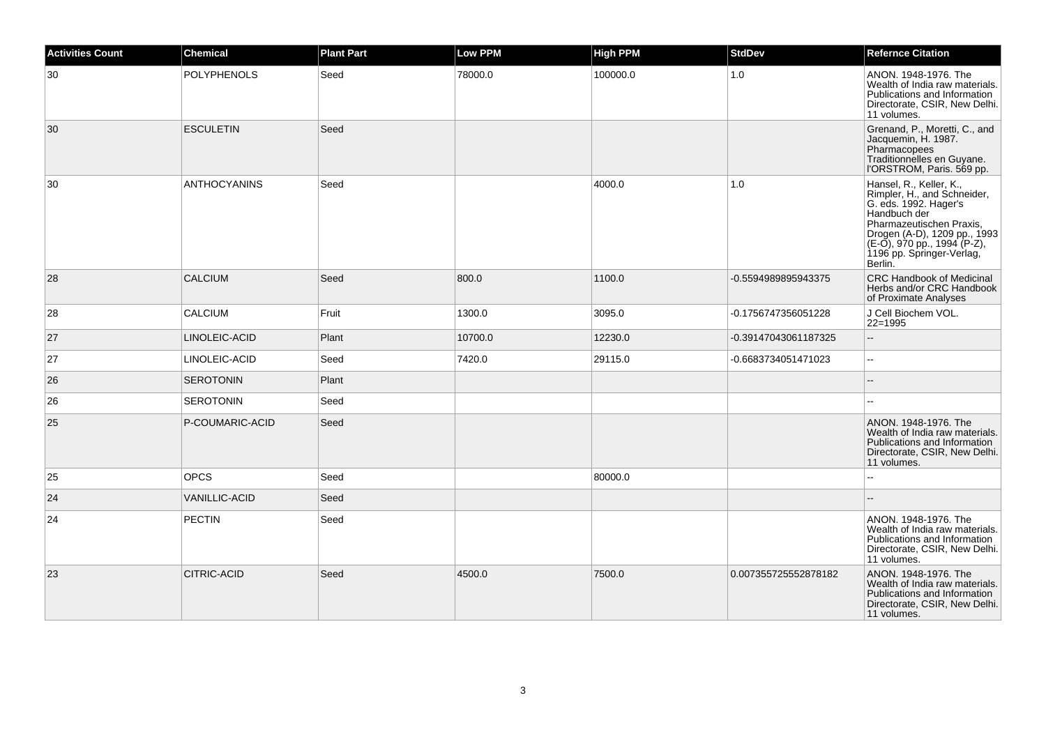| Activities Count | Chemical | Plant Part | Low PPM | High PPM | StdDev | Refernce Citation |
|---|---|---|---|---|---|---|
| 30 | POLYPHENOLS | Seed | 78000.0 | 100000.0 | 1.0 | ANON. 1948-1976. The Wealth of India raw materials. Publications and Information Directorate, CSIR, New Delhi. 11 volumes. |
| 30 | ESCULETIN | Seed | | | | Grenand, P., Moretti, C., and Jacquemin, H. 1987. Pharmacopees Traditionnelles en Guyane. l'ORSTROM, Paris. 569 pp. |
| 30 | ANTHOCYANINS | Seed | | 4000.0 | 1.0 | Hansel, R., Keller, K., Rimpler, H., and Schneider, G. eds. 1992. Hager's Handbuch der Pharmazeutischen Praxis, Drogen (A-D), 1209 pp., 1993 (E-O), 970 pp., 1994 (P-Z), 1196 pp. Springer-Verlag, Berlin. |
| 28 | CALCIUM | Seed | 800.0 | 1100.0 | -0.5594989895943375 | CRC Handbook of Medicinal Herbs and/or CRC Handbook of Proximate Analyses |
| 28 | CALCIUM | Fruit | 1300.0 | 3095.0 | -0.1756747356051228 | J Cell Biochem VOL. 22=1995 |
| 27 | LINOLEIC-ACID | Plant | 10700.0 | 12230.0 | -0.39147043061187325 | -- |
| 27 | LINOLEIC-ACID | Seed | 7420.0 | 29115.0 | -0.6683734051471023 | -- |
| 26 | SEROTONIN | Plant | | | | -- |
| 26 | SEROTONIN | Seed | | | | -- |
| 25 | P-COUMARIC-ACID | Seed | | | | ANON. 1948-1976. The Wealth of India raw materials. Publications and Information Directorate, CSIR, New Delhi. 11 volumes. |
| 25 | OPCS | Seed | | 80000.0 | | -- |
| 24 | VANILLIC-ACID | Seed | | | | -- |
| 24 | PECTIN | Seed | | | | ANON. 1948-1976. The Wealth of India raw materials. Publications and Information Directorate, CSIR, New Delhi. 11 volumes. |
| 23 | CITRIC-ACID | Seed | 4500.0 | 7500.0 | 0.007355725552878182 | ANON. 1948-1976. The Wealth of India raw materials. Publications and Information Directorate, CSIR, New Delhi. 11 volumes. |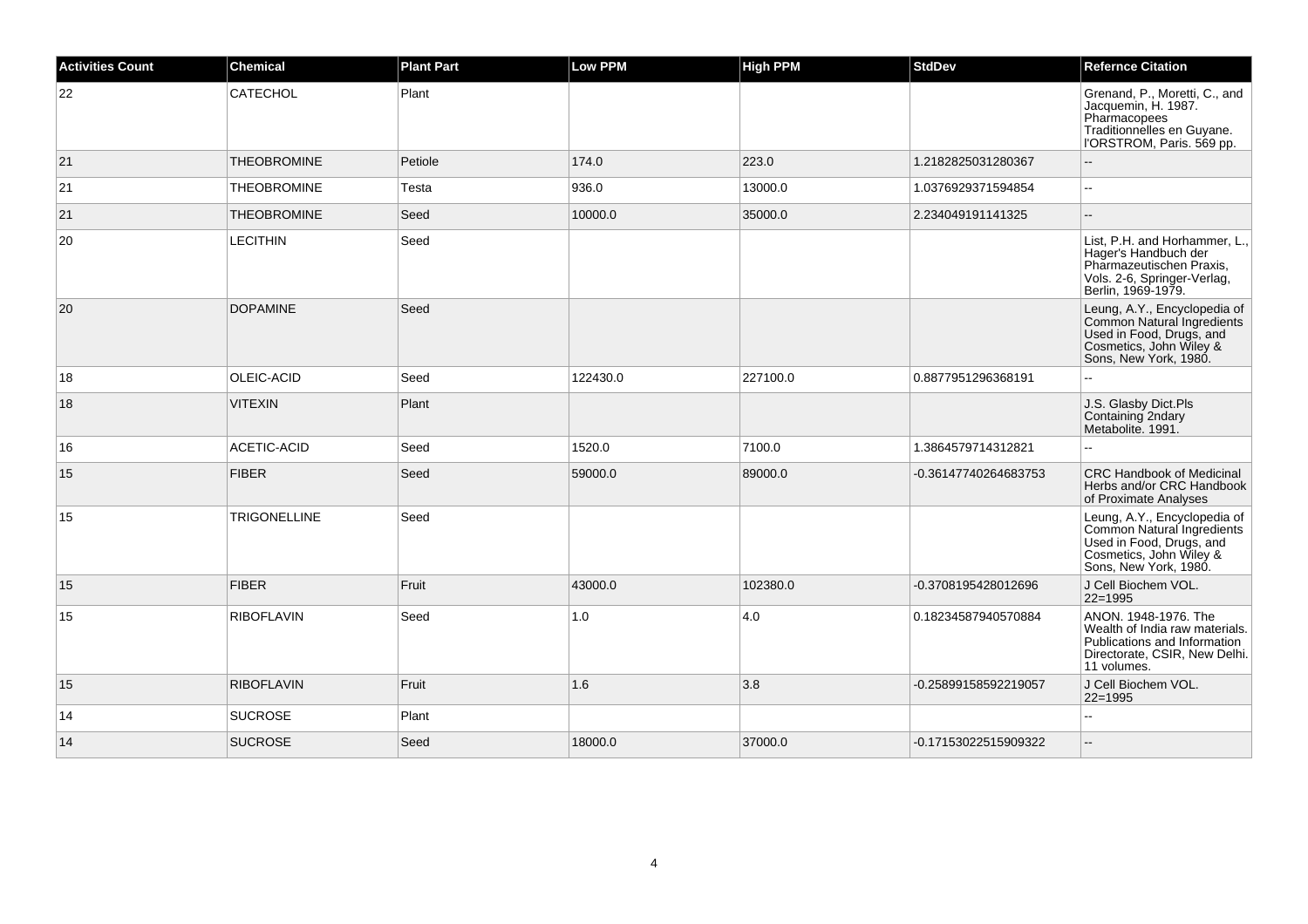| Activities Count | Chemical | Plant Part | Low PPM | High PPM | StdDev | Refernce Citation |
| --- | --- | --- | --- | --- | --- | --- |
| 22 | CATECHOL | Plant | | | | Grenand, P., Moretti, C., and Jacquemin, H. 1987. Pharmacopees Traditionnelles en Guyane. l'ORSTROM, Paris. 569 pp. |
| 21 | THEOBROMINE | Petiole | 174.0 | 223.0 | 1.2182825031280367 | -- |
| 21 | THEOBROMINE | Testa | 936.0 | 13000.0 | 1.0376929371594854 | -- |
| 21 | THEOBROMINE | Seed | 10000.0 | 35000.0 | 2.234049191141325 | -- |
| 20 | LECITHIN | Seed | | | | List, P.H. and Horhammer, L., Hager's Handbuch der Pharmazeutischen Praxis, Vols. 2-6, Springer-Verlag, Berlin, 1969-1979. |
| 20 | DOPAMINE | Seed | | | | Leung, A.Y., Encyclopedia of Common Natural Ingredients Used in Food, Drugs, and Cosmetics, John Wiley & Sons, New York, 1980. |
| 18 | OLEIC-ACID | Seed | 122430.0 | 227100.0 | 0.8877951296368191 | -- |
| 18 | VITEXIN | Plant | | | | J.S. Glasby Dict.Pls Containing 2ndary Metabolite. 1991. |
| 16 | ACETIC-ACID | Seed | 1520.0 | 7100.0 | 1.3864579714312821 | -- |
| 15 | FIBER | Seed | 59000.0 | 89000.0 | -0.36147740264683753 | CRC Handbook of Medicinal Herbs and/or CRC Handbook of Proximate Analyses |
| 15 | TRIGONELLINE | Seed | | | | Leung, A.Y., Encyclopedia of Common Natural Ingredients Used in Food, Drugs, and Cosmetics, John Wiley & Sons, New York, 1980. |
| 15 | FIBER | Fruit | 43000.0 | 102380.0 | -0.3708195428012696 | J Cell Biochem VOL. 22=1995 |
| 15 | RIBOFLAVIN | Seed | 1.0 | 4.0 | 0.18234587940570884 | ANON. 1948-1976. The Wealth of India raw materials. Publications and Information Directorate, CSIR, New Delhi. 11 volumes. |
| 15 | RIBOFLAVIN | Fruit | 1.6 | 3.8 | -0.25899158592219057 | J Cell Biochem VOL. 22=1995 |
| 14 | SUCROSE | Plant | | | | -- |
| 14 | SUCROSE | Seed | 18000.0 | 37000.0 | -0.17153022515909322 | -- |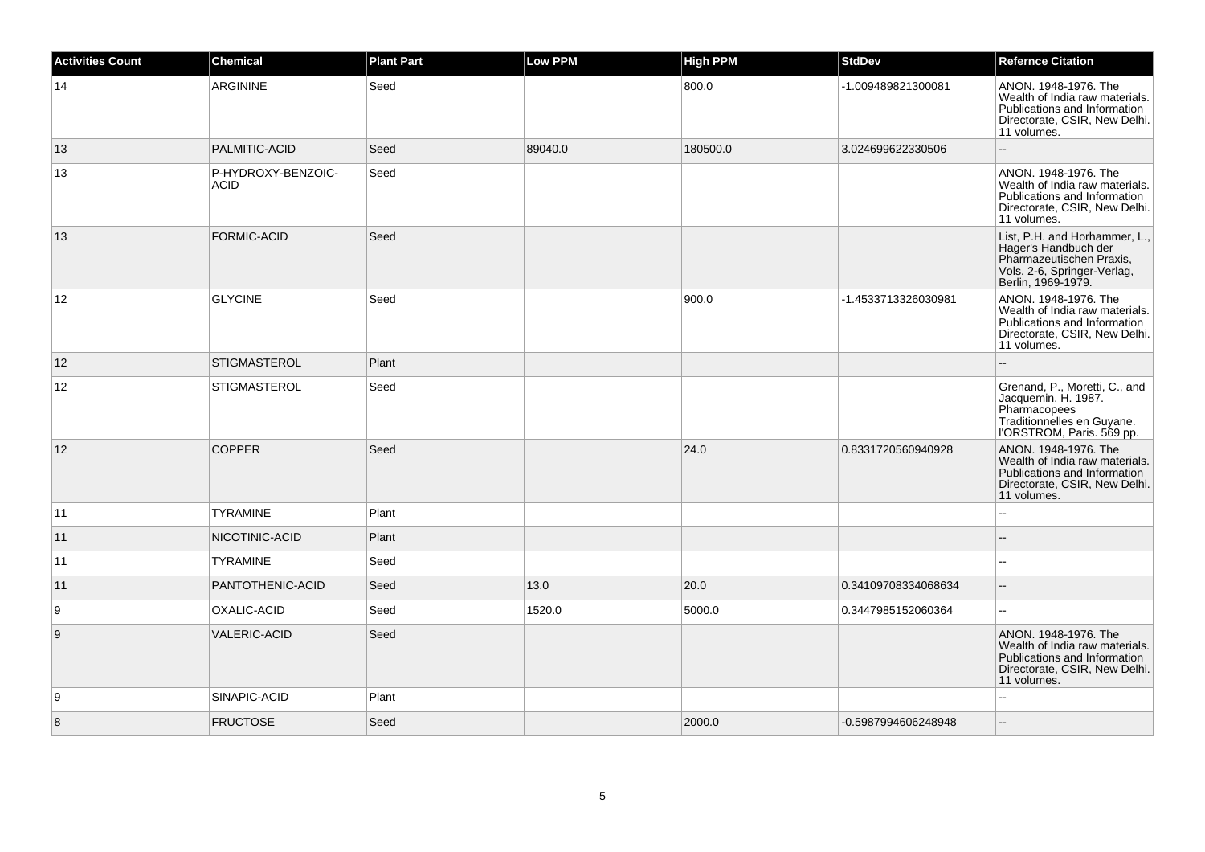| Activities Count | Chemical | Plant Part | Low PPM | High PPM | StdDev | Refernce Citation |
| --- | --- | --- | --- | --- | --- | --- |
| 14 | ARGININE | Seed | | 800.0 | -1.009489821300081 | ANON. 1948-1976. The Wealth of India raw materials. Publications and Information Directorate, CSIR, New Delhi. 11 volumes. |
| 13 | PALMITIC-ACID | Seed | 89040.0 | 180500.0 | 3.024699622330506 | -- |
| 13 | P-HYDROXY-BENZOIC-ACID | Seed | | | | ANON. 1948-1976. The Wealth of India raw materials. Publications and Information Directorate, CSIR, New Delhi. 11 volumes. |
| 13 | FORMIC-ACID | Seed | | | | List, P.H. and Horhammer, L., Hager's Handbuch der Pharmazeutischen Praxis, Vols. 2-6, Springer-Verlag, Berlin, 1969-1979. |
| 12 | GLYCINE | Seed | | 900.0 | -1.4533713326030981 | ANON. 1948-1976. The Wealth of India raw materials. Publications and Information Directorate, CSIR, New Delhi. 11 volumes. |
| 12 | STIGMASTEROL | Plant | | | | -- |
| 12 | STIGMASTEROL | Seed | | | | Grenand, P., Moretti, C., and Jacquemin, H. 1987. Pharmacopees Traditionnelles en Guyane. l'ORSTROM, Paris. 569 pp. |
| 12 | COPPER | Seed | | 24.0 | 0.8331720560940928 | ANON. 1948-1976. The Wealth of India raw materials. Publications and Information Directorate, CSIR, New Delhi. 11 volumes. |
| 11 | TYRAMINE | Plant | | | | -- |
| 11 | NICOTINIC-ACID | Plant | | | | -- |
| 11 | TYRAMINE | Seed | | | | -- |
| 11 | PANTOTHENIC-ACID | Seed | 13.0 | 20.0 | 0.34109708334068634 | -- |
| 9 | OXALIC-ACID | Seed | 1520.0 | 5000.0 | 0.3447985152060364 | -- |
| 9 | VALERIC-ACID | Seed | | | | ANON. 1948-1976. The Wealth of India raw materials. Publications and Information Directorate, CSIR, New Delhi. 11 volumes. |
| 9 | SINAPIC-ACID | Plant | | | | -- |
| 8 | FRUCTOSE | Seed | | 2000.0 | -0.5987994606248948 | -- |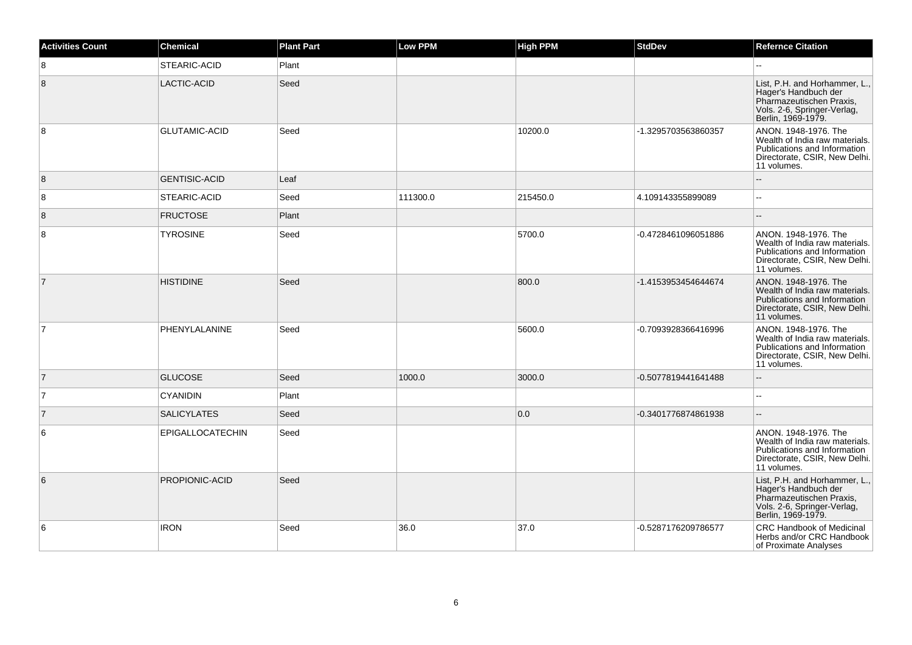| Activities Count | Chemical | Plant Part | Low PPM | High PPM | StdDev | Refernce Citation |
| --- | --- | --- | --- | --- | --- | --- |
| 8 | STEARIC-ACID | Plant | | | | -- |
| 8 | LACTIC-ACID | Seed | | | | List, P.H. and Horhammer, L., Hager's Handbuch der Pharmazeutischen Praxis, Vols. 2-6, Springer-Verlag, Berlin, 1969-1979. |
| 8 | GLUTAMIC-ACID | Seed | | 10200.0 | -1.3295703563860357 | ANON. 1948-1976. The Wealth of India raw materials. Publications and Information Directorate, CSIR, New Delhi. 11 volumes. |
| 8 | GENTISIC-ACID | Leaf | | | | -- |
| 8 | STEARIC-ACID | Seed | 111300.0 | 215450.0 | 4.109143355899089 | -- |
| 8 | FRUCTOSE | Plant | | | | -- |
| 8 | TYROSINE | Seed | | 5700.0 | -0.4728461096051886 | ANON. 1948-1976. The Wealth of India raw materials. Publications and Information Directorate, CSIR, New Delhi. 11 volumes. |
| 7 | HISTIDINE | Seed | | 800.0 | -1.4153953454644674 | ANON. 1948-1976. The Wealth of India raw materials. Publications and Information Directorate, CSIR, New Delhi. 11 volumes. |
| 7 | PHENYLALANINE | Seed | | 5600.0 | -0.7093928366416996 | ANON. 1948-1976. The Wealth of India raw materials. Publications and Information Directorate, CSIR, New Delhi. 11 volumes. |
| 7 | GLUCOSE | Seed | 1000.0 | 3000.0 | -0.5077819441641488 | -- |
| 7 | CYANIDIN | Plant | | | | -- |
| 7 | SALICYLATES | Seed | | 0.0 | -0.3401776874861938 | -- |
| 6 | EPIGALLOCATECHIN | Seed | | | | ANON. 1948-1976. The Wealth of India raw materials. Publications and Information Directorate, CSIR, New Delhi. 11 volumes. |
| 6 | PROPIONIC-ACID | Seed | | | | List, P.H. and Horhammer, L., Hager's Handbuch der Pharmazeutischen Praxis, Vols. 2-6, Springer-Verlag, Berlin, 1969-1979. |
| 6 | IRON | Seed | 36.0 | 37.0 | -0.5287176209786577 | CRC Handbook of Medicinal Herbs and/or CRC Handbook of Proximate Analyses |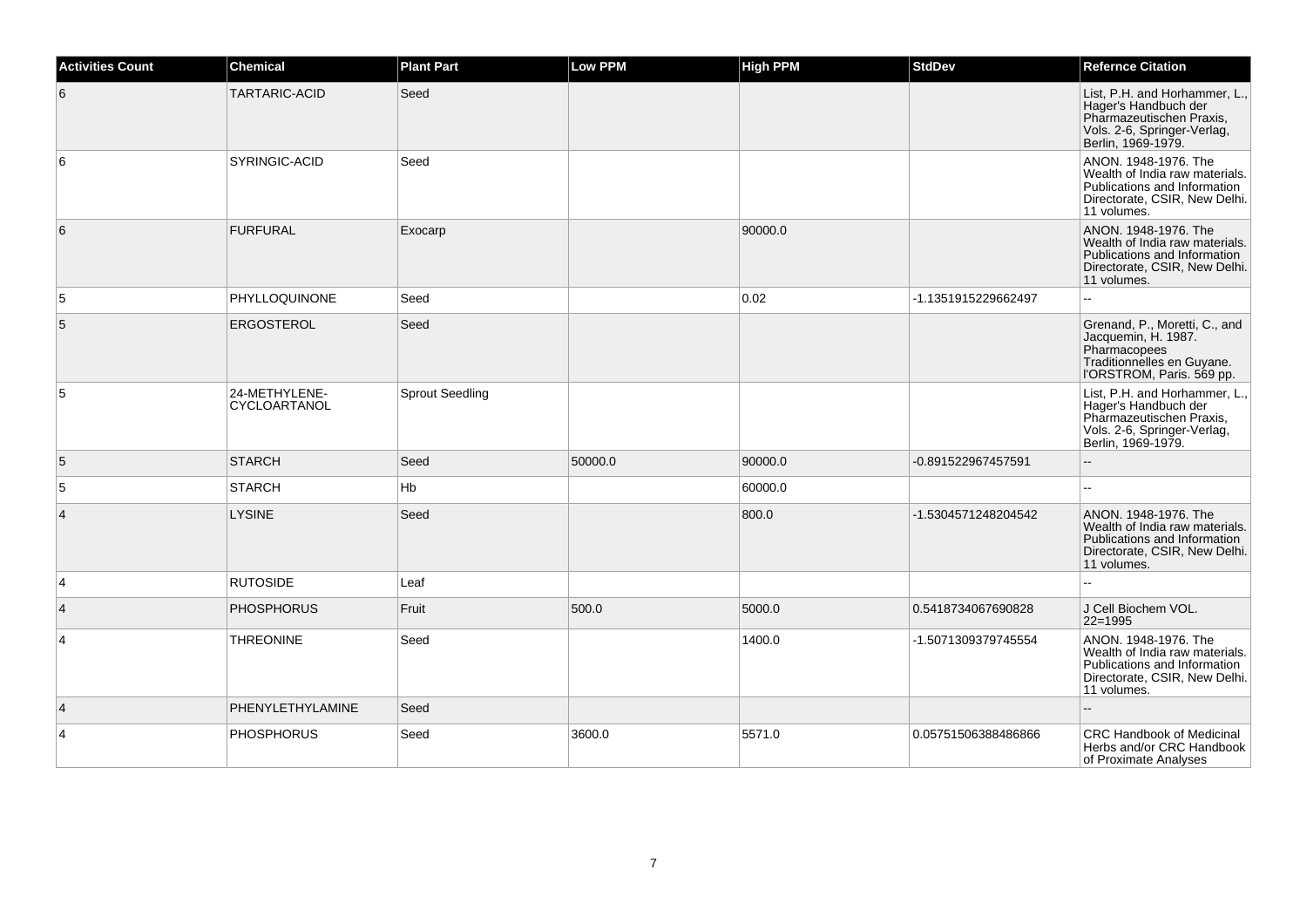| Activities Count | Chemical | Plant Part | Low PPM | High PPM | StdDev | Refernce Citation |
| --- | --- | --- | --- | --- | --- | --- |
| 6 | TARTARIC-ACID | Seed | | | | List, P.H. and Horhammer, L., Hager's Handbuch der Pharmazeutischen Praxis, Vols. 2-6, Springer-Verlag, Berlin, 1969-1979. |
| 6 | SYRINGIC-ACID | Seed | | | | ANON. 1948-1976. The Wealth of India raw materials. Publications and Information Directorate, CSIR, New Delhi. 11 volumes. |
| 6 | FURFURAL | Exocarp | | 90000.0 | | ANON. 1948-1976. The Wealth of India raw materials. Publications and Information Directorate, CSIR, New Delhi. 11 volumes. |
| 5 | PHYLLOQUINONE | Seed | | 0.02 | -1.1351915229662497 | -- |
| 5 | ERGOSTEROL | Seed | | | | Grenand, P., Moretti, C., and Jacquemin, H. 1987. Pharmacopees Traditionnelles en Guyane. l'ORSTROM, Paris. 569 pp. |
| 5 | 24-METHYLENE-CYCLOARTANOL | Sprout Seedling | | | | List, P.H. and Horhammer, L., Hager's Handbuch der Pharmazeutischen Praxis, Vols. 2-6, Springer-Verlag, Berlin, 1969-1979. |
| 5 | STARCH | Seed | 50000.0 | 90000.0 | -0.891522967457591 | -- |
| 5 | STARCH | Hb | | 60000.0 | | -- |
| 4 | LYSINE | Seed | | 800.0 | -1.5304571248204542 | ANON. 1948-1976. The Wealth of India raw materials. Publications and Information Directorate, CSIR, New Delhi. 11 volumes. |
| 4 | RUTOSIDE | Leaf | | | | -- |
| 4 | PHOSPHORUS | Fruit | 500.0 | 5000.0 | 0.5418734067690828 | J Cell Biochem VOL. 22=1995 |
| 4 | THREONINE | Seed | | 1400.0 | -1.5071309379745554 | ANON. 1948-1976. The Wealth of India raw materials. Publications and Information Directorate, CSIR, New Delhi. 11 volumes. |
| 4 | PHENYLETHYLAMINE | Seed | | | | -- |
| 4 | PHOSPHORUS | Seed | 3600.0 | 5571.0 | 0.05751506388486866 | CRC Handbook of Medicinal Herbs and/or CRC Handbook of Proximate Analyses |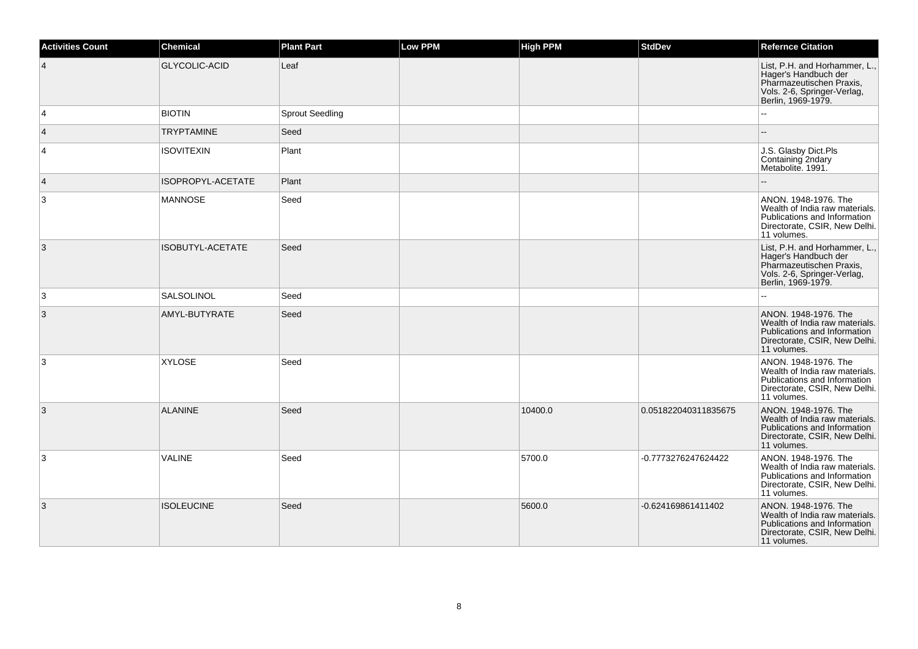| Activities Count | Chemical | Plant Part | Low PPM | High PPM | StdDev | Refernce Citation |
|---|---|---|---|---|---|---|
| 4 | GLYCOLIC-ACID | Leaf | | | | List, P.H. and Horhammer, L., Hager's Handbuch der Pharmazeutischen Praxis, Vols. 2-6, Springer-Verlag, Berlin, 1969-1979. |
| 4 | BIOTIN | Sprout Seedling | | | | -- |
| 4 | TRYPTAMINE | Seed | | | | -- |
| 4 | ISOVITEXIN | Plant | | | | J.S. Glasby Dict.Pls Containing 2ndary Metabolite. 1991. |
| 4 | ISOPROPYL-ACETATE | Plant | | | | -- |
| 3 | MANNOSE | Seed | | | | ANON. 1948-1976. The Wealth of India raw materials. Publications and Information Directorate, CSIR, New Delhi. 11 volumes. |
| 3 | ISOBUTYL-ACETATE | Seed | | | | List, P.H. and Horhammer, L., Hager's Handbuch der Pharmazeutischen Praxis, Vols. 2-6, Springer-Verlag, Berlin, 1969-1979. |
| 3 | SALSOLINOL | Seed | | | | -- |
| 3 | AMYL-BUTYRATE | Seed | | | | ANON. 1948-1976. The Wealth of India raw materials. Publications and Information Directorate, CSIR, New Delhi. 11 volumes. |
| 3 | XYLOSE | Seed | | | | ANON. 1948-1976. The Wealth of India raw materials. Publications and Information Directorate, CSIR, New Delhi. 11 volumes. |
| 3 | ALANINE | Seed | | 10400.0 | 0.051822040311835675 | ANON. 1948-1976. The Wealth of India raw materials. Publications and Information Directorate, CSIR, New Delhi. 11 volumes. |
| 3 | VALINE | Seed | | 5700.0 | -0.7773276247624422 | ANON. 1948-1976. The Wealth of India raw materials. Publications and Information Directorate, CSIR, New Delhi. 11 volumes. |
| 3 | ISOLEUCINE | Seed | | 5600.0 | -0.624169861411402 | ANON. 1948-1976. The Wealth of India raw materials. Publications and Information Directorate, CSIR, New Delhi. 11 volumes. |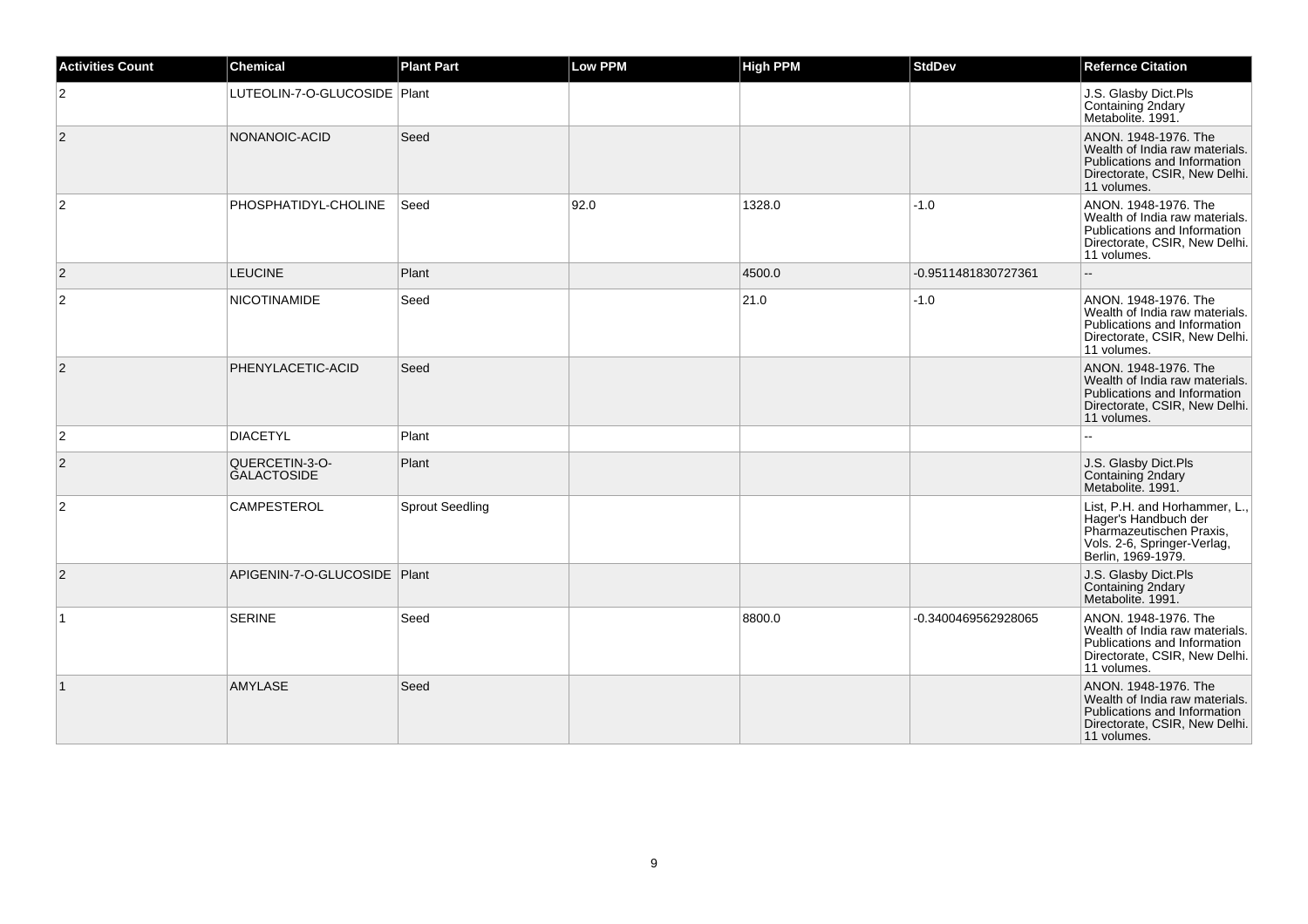| Activities Count | Chemical | Plant Part | Low PPM | High PPM | StdDev | Refernce Citation |
| --- | --- | --- | --- | --- | --- | --- |
| 2 | LUTEOLIN-7-O-GLUCOSIDE | Plant | | | | J.S. Glasby Dict.Pls Containing 2ndary Metabolite. 1991. |
| 2 | NONANOIC-ACID | Seed | | | | ANON. 1948-1976. The Wealth of India raw materials. Publications and Information Directorate, CSIR, New Delhi. 11 volumes. |
| 2 | PHOSPHATIDYL-CHOLINE | Seed | 92.0 | 1328.0 | -1.0 | ANON. 1948-1976. The Wealth of India raw materials. Publications and Information Directorate, CSIR, New Delhi. 11 volumes. |
| 2 | LEUCINE | Plant | | 4500.0 | -0.9511481830727361 | -- |
| 2 | NICOTINAMIDE | Seed | | 21.0 | -1.0 | ANON. 1948-1976. The Wealth of India raw materials. Publications and Information Directorate, CSIR, New Delhi. 11 volumes. |
| 2 | PHENYLACETIC-ACID | Seed | | | | ANON. 1948-1976. The Wealth of India raw materials. Publications and Information Directorate, CSIR, New Delhi. 11 volumes. |
| 2 | DIACETYL | Plant | | | | -- |
| 2 | QUERCETIN-3-O-GALACTOSIDE | Plant | | | | J.S. Glasby Dict.Pls Containing 2ndary Metabolite. 1991. |
| 2 | CAMPESTEROL | Sprout Seedling | | | | List, P.H. and Horhammer, L., Hager's Handbuch der Pharmazeutischen Praxis, Vols. 2-6, Springer-Verlag, Berlin, 1969-1979. |
| 2 | APIGENIN-7-O-GLUCOSIDE | Plant | | | | J.S. Glasby Dict.Pls Containing 2ndary Metabolite. 1991. |
| 1 | SERINE | Seed | | 8800.0 | -0.3400469562928065 | ANON. 1948-1976. The Wealth of India raw materials. Publications and Information Directorate, CSIR, New Delhi. 11 volumes. |
| 1 | AMYLASE | Seed | | | | ANON. 1948-1976. The Wealth of India raw materials. Publications and Information Directorate, CSIR, New Delhi. 11 volumes. |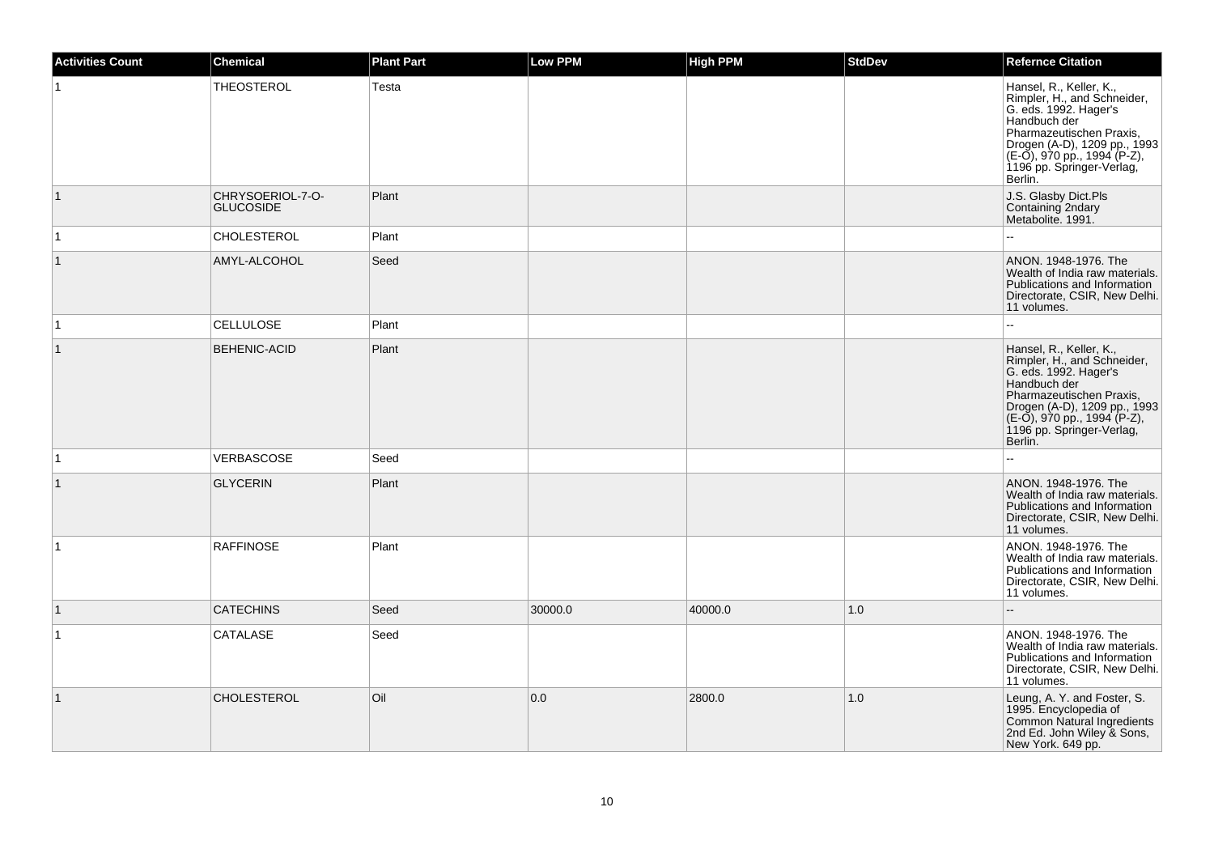| Activities Count | Chemical | Plant Part | Low PPM | High PPM | StdDev | Refernce Citation |
| --- | --- | --- | --- | --- | --- | --- |
| 1 | THEOSTEROL | Testa | | | | Hansel, R., Keller, K., Rimpler, H., and Schneider, G. eds. 1992. Hager's Handbuch der Pharmazeutischen Praxis, Drogen (A-D), 1209 pp., 1993 (E-O), 970 pp., 1994 (P-Z), 1196 pp. Springer-Verlag, Berlin. |
| 1 | CHRYSOERIOL-7-O-GLUCOSIDE | Plant | | | | J.S. Glasby Dict.Pls Containing 2ndary Metabolite. 1991. |
| 1 | CHOLESTEROL | Plant | | | | -- |
| 1 | AMYL-ALCOHOL | Seed | | | | ANON. 1948-1976. The Wealth of India raw materials. Publications and Information Directorate, CSIR, New Delhi. 11 volumes. |
| 1 | CELLULOSE | Plant | | | | -- |
| 1 | BEHENIC-ACID | Plant | | | | Hansel, R., Keller, K., Rimpler, H., and Schneider, G. eds. 1992. Hager's Handbuch der Pharmazeutischen Praxis, Drogen (A-D), 1209 pp., 1993 (E-O), 970 pp., 1994 (P-Z), 1196 pp. Springer-Verlag, Berlin. |
| 1 | VERBASCOSE | Seed | | | | -- |
| 1 | GLYCERIN | Plant | | | | ANON. 1948-1976. The Wealth of India raw materials. Publications and Information Directorate, CSIR, New Delhi. 11 volumes. |
| 1 | RAFFINOSE | Plant | | | | ANON. 1948-1976. The Wealth of India raw materials. Publications and Information Directorate, CSIR, New Delhi. 11 volumes. |
| 1 | CATECHINS | Seed | 30000.0 | 40000.0 | 1.0 | -- |
| 1 | CATALASE | Seed | | | | ANON. 1948-1976. The Wealth of India raw materials. Publications and Information Directorate, CSIR, New Delhi. 11 volumes. |
| 1 | CHOLESTEROL | Oil | 0.0 | 2800.0 | 1.0 | Leung, A. Y. and Foster, S. 1995. Encyclopedia of Common Natural Ingredients 2nd Ed. John Wiley & Sons, New York. 649 pp. |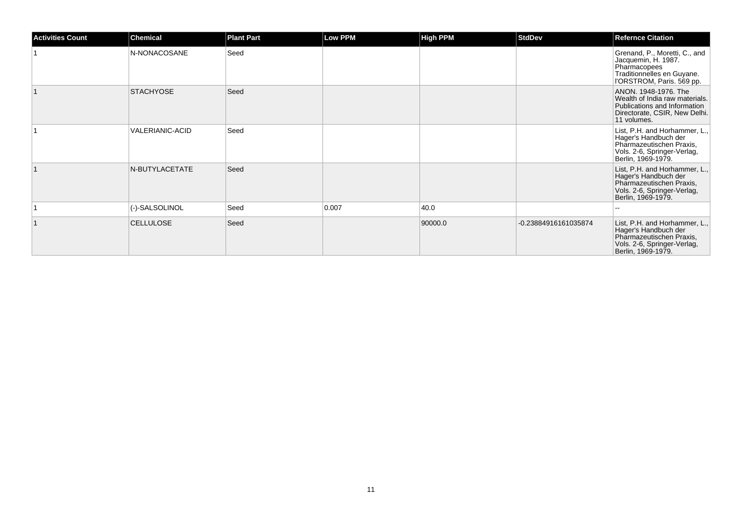| Activities Count | Chemical | Plant Part | Low PPM | High PPM | StdDev | Refernce Citation |
| --- | --- | --- | --- | --- | --- | --- |
| 1 | N-NONACOSANE | Seed | | | | Grenand, P., Moretti, C., and Jacquemin, H. 1987. Pharmacopees Traditionnelles en Guyane. l'ORSTROM, Paris. 569 pp. |
| 1 | STACHYOSE | Seed | | | | ANON. 1948-1976. The Wealth of India raw materials. Publications and Information Directorate, CSIR, New Delhi. 11 volumes. |
| 1 | VALERIANIC-ACID | Seed | | | | List, P.H. and Horhammer, L., Hager's Handbuch der Pharmazeutischen Praxis, Vols. 2-6, Springer-Verlag, Berlin, 1969-1979. |
| 1 | N-BUTYLACETATE | Seed | | | | List, P.H. and Horhammer, L., Hager's Handbuch der Pharmazeutischen Praxis, Vols. 2-6, Springer-Verlag, Berlin, 1969-1979. |
| 1 | (-)-SALSOLINOL | Seed | 0.007 | 40.0 | | -- |
| 1 | CELLULOSE | Seed | | 90000.0 | -0.23884916161035874 | List, P.H. and Horhammer, L., Hager's Handbuch der Pharmazeutischen Praxis, Vols. 2-6, Springer-Verlag, Berlin, 1969-1979. |